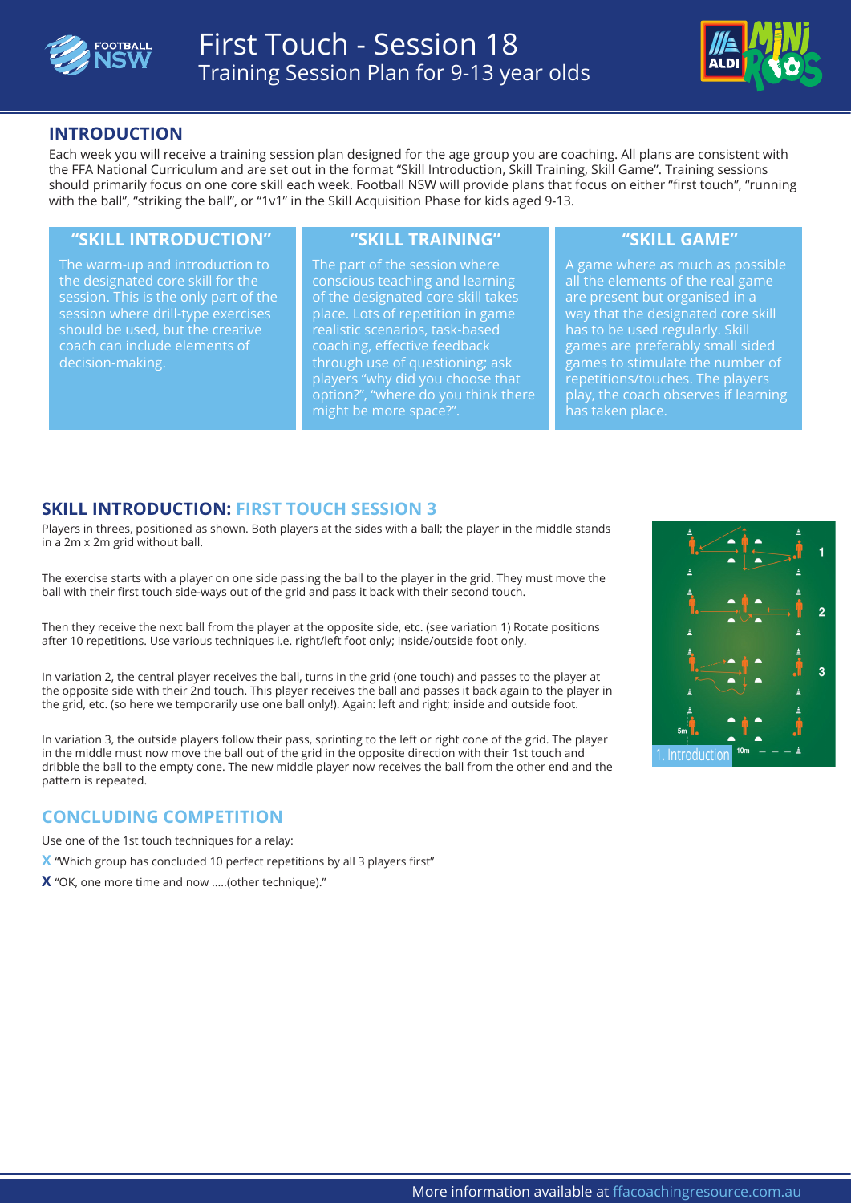# First Touch - Session 18

Training Session Plan for 9-13 year olds

## INTRODUCTION

Each week you will receive a training session plan designed for the age group you are coaching. All plans are consistent with the FFA National Curriculum and are set out in the format "Skill Introduction, Skill Training, Skill Game". Training sessions should primarily focus on one core skill each week. Football NSW will provide plans that focus on either "first touch", "running with the ball", "striking the ball", or "1v1" in the Skill Acquisition Phase for kids aged 9-13.

### "SKILL INTRODUCTION"

The warm-up and introduction to the designated core skill for the session. This is the only part of the session where drill-type exercises should be used, but the creative coach can include elements of decision-making.

### "SKILL TRAINING"

The part of the session where conscious teaching and learning of the designated core skill takes place. Lots of repetition in game realistic scenarios, task-based coaching, effective feedback through use of questioning; ask players "why did you choose that option?", "where do you think there might be more space?".

### "SKILL GAME"

A game where as much as possible all the elements of the real game are present but organised in a way that the designated core skill has to be used regularly. Skill games are preferably small sided games to stimulate the number of repetitions/touches. The players play, the coach observes if learning has taken place.

## SKILL INTRODUCTION: FIRST TOUCH SESSION 3

Players in threes, positioned as shown. Both players at the sides with a ball; the player in the middle stands in a 2m x 2m grid without ball.

The exercise starts with a player on one side passing the ball to the player in the grid. They must move the ball with their first touch side-ways out of the grid and pass it back with their second touch.

Then they receive the next ball from the player at the opposite side, etc. (see variation 1) Rotate positions after 10 repetitions. Use various techniques i.e. right/left foot only; inside/outside foot only.

In variation 2, the central player receives the ball, turns in the grid (one touch) and passes to the player at the opposite side with their 2nd touch. This player receives the ball and passes it back again to the player in the grid, etc. (so here we temporarily use one ball only!). Again: left and right; inside and outside foot.

In variation 3, the outside players follow their pass, sprinting to the left or right cone of the grid. The player in the middle must now move the ball out of the grid in the opposite direction with their 1st touch and dribble the ball to the empty cone. The new middle player now receives the ball from the other end and the pattern is repeated.

1. Introduction

## CONCLUDING COMPETITION

Use one of the 1st touch techniques for a relay:

- "Which group has concluded 10 perfect repetitions by all 3 players first"
- "OK, one more time and now .....(other technique)."

More information available at ffacoachingresource.com.au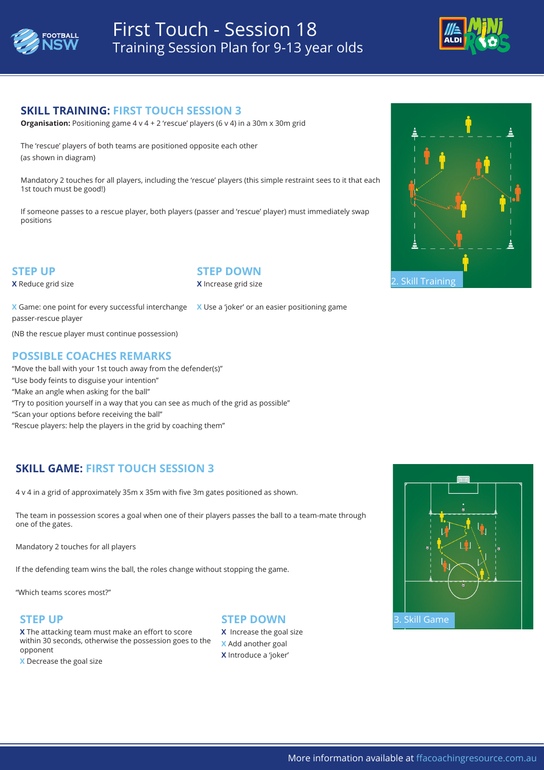# First Touch - Session 18

Training Session Plan for 9-13 year olds

## SKILL TRAINING: FIRST TOUCH SESSION 3

**Organisation:** Positioning game 4 v 4 + 2 'rescue' players (6 v 4) in a 30m x 30m grid

The 'rescue' players of both teams are positioned opposite each other (as shown in diagram)

Mandatory 2 touches for all players, including the 'rescue' players (this simple restraint sees to it that each 1st touch must be good!)

If someone passes to a rescue player, both players (passer and 'rescue' player) must immediately swap positions

2. Skill Training

### STEP UP

- X Reduce grid size
- X Game: one point for every successful interchange passer-rescue player

(NB the rescue player must continue possession)

### STEP DOWN

- X Increase grid size
- X Use a 'joker' or an easier positioning game

### POSSIBLE COACHES REMARKS

"Move the ball with your 1st touch away from the defender(s)"
"Use body feints to disguise your intention"
"Make an angle when asking for the ball"
"Try to position yourself in a way that you can see as much of the grid as possible"
"Scan your options before receiving the ball"
"Rescue players: help the players in the grid by coaching them"

## SKILL GAME: FIRST TOUCH SESSION 3

4 v 4 in a grid of approximately 35m x 35m with five 3m gates positioned as shown.

The team in possession scores a goal when one of their players passes the ball to a team-mate through one of the gates.

Mandatory 2 touches for all players

If the defending team wins the ball, the roles change without stopping the game.

"Which teams scores most?"

3. Skill Game

### STEP UP

- X The attacking team must make an effort to score within 30 seconds, otherwise the possession goes to the opponent
- X Decrease the goal size

### STEP DOWN

- X Increase the goal size
- X Add another goal
- X Introduce a 'joker'

More information available at ffacoachingresource.com.au